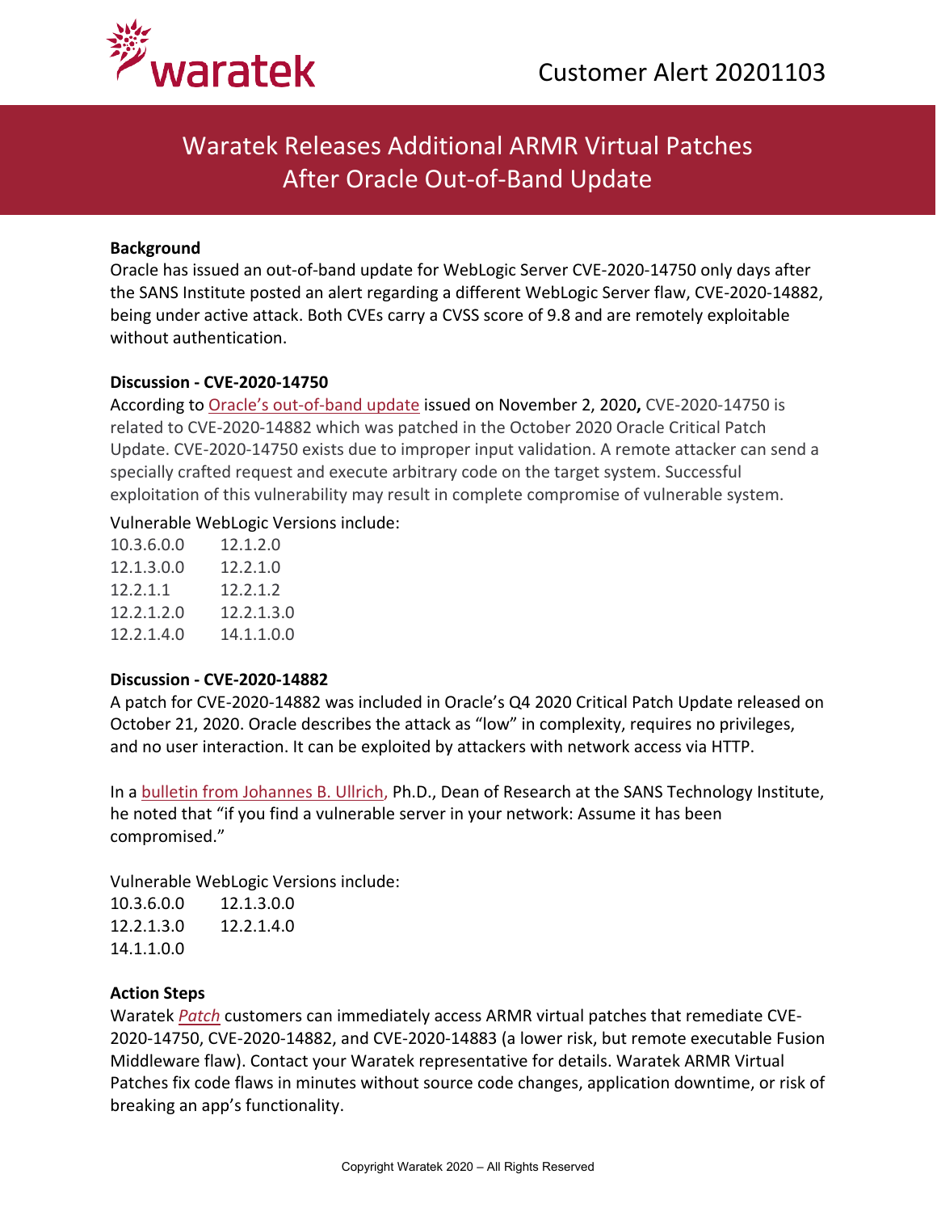Customer Alert 20201103

# Waratek Releases Additional ARMR Virtual Patches After Oracle Out-of-Band Update

**Background**

Oracle has issued an out-of-band update for WebLogic Server CVE-2020-14750 only days after the SANS Institute posted an alert regarding a different WebLogic Server flaw, CVE-2020-14882, being under active attack. Both CVEs carry a CVSS score of 9.8 and are remotely exploitable without authentication.

**Discussion - CVE-2020-14750**

According to Oracle's out-of-band update issued on November 2, 2020**,** CVE-2020-14750 is related to CVE-2020-14882 which was patched in the October 2020 Oracle Critical Patch Update. CVE-2020-14750 exists due to improper input validation. A remote attacker can send a specially crafted request and execute arbitrary code on the target system. Successful exploitation of this vulnerability may result in complete compromise of vulnerable system.

Vulnerable WebLogic Versions include:

| | |
|---|---|
| 10.3.6.0.0 | 12.1.2.0 |
| 12.1.3.0.0 | 12.2.1.0 |
| 12.2.1.1 | 12.2.1.2 |
| 12.2.1.2.0 | 12.2.1.3.0 |
| 12.2.1.4.0 | 14.1.1.0.0 |

**Discussion - CVE-2020-14882**

A patch for CVE-2020-14882 was included in Oracle's Q4 2020 Critical Patch Update released on October 21, 2020. Oracle describes the attack as "low" in complexity, requires no privileges, and no user interaction. It can be exploited by attackers with network access via HTTP.

In a bulletin from Johannes B. Ullrich, Ph.D., Dean of Research at the SANS Technology Institute, he noted that "if you find a vulnerable server in your network: Assume it has been compromised."

Vulnerable WebLogic Versions include:

| | |
|---|---|
| 10.3.6.0.0 | 12.1.3.0.0 |
| 12.2.1.3.0 | 12.2.1.4.0 |
| 14.1.1.0.0 | |

**Action Steps**

Waratek *Patch* customers can immediately access ARMR virtual patches that remediate CVE-2020-14750, CVE-2020-14882, and CVE-2020-14883 (a lower risk, but remote executable Fusion Middleware flaw). Contact your Waratek representative for details. Waratek ARMR Virtual Patches fix code flaws in minutes without source code changes, application downtime, or risk of breaking an app's functionality.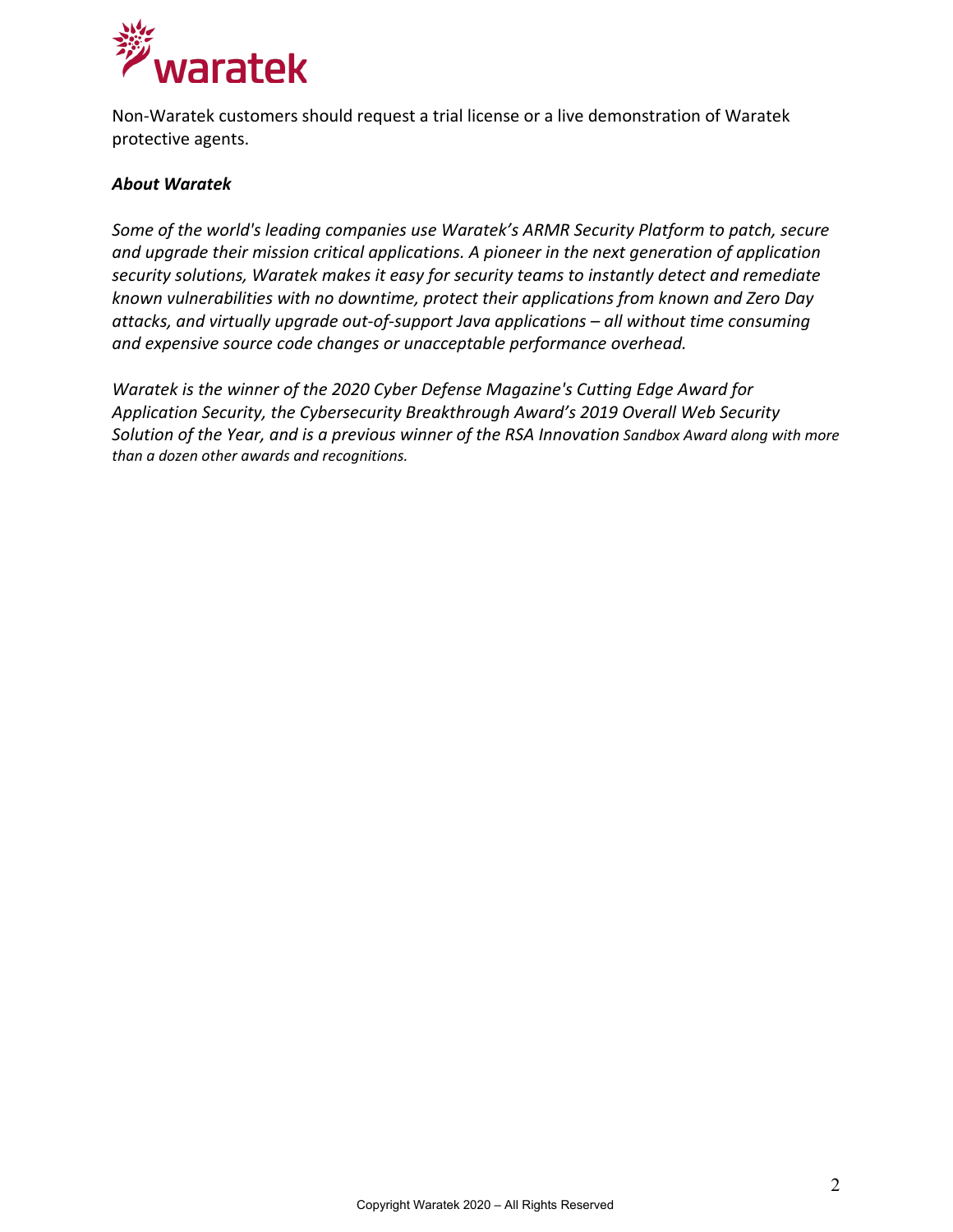Non-Waratek customers should request a trial license or a live demonstration of Waratek protective agents.

***About Waratek***

*Some of the world's leading companies use Waratek's ARMR Security Platform to patch, secure and upgrade their mission critical applications. A pioneer in the next generation of application security solutions, Waratek makes it easy for security teams to instantly detect and remediate known vulnerabilities with no downtime, protect their applications from known and Zero Day attacks, and virtually upgrade out-of-support Java applications – all without time consuming and expensive source code changes or unacceptable performance overhead.*

*Waratek is the winner of the 2020 Cyber Defense Magazine's Cutting Edge Award for Application Security, the Cybersecurity Breakthrough Award's 2019 Overall Web Security Solution of the Year, and is a previous winner of the RSA Innovation Sandbox Award along with more than a dozen other awards and recognitions.*

Copyright Waratek 2020 – All Rights Reserved